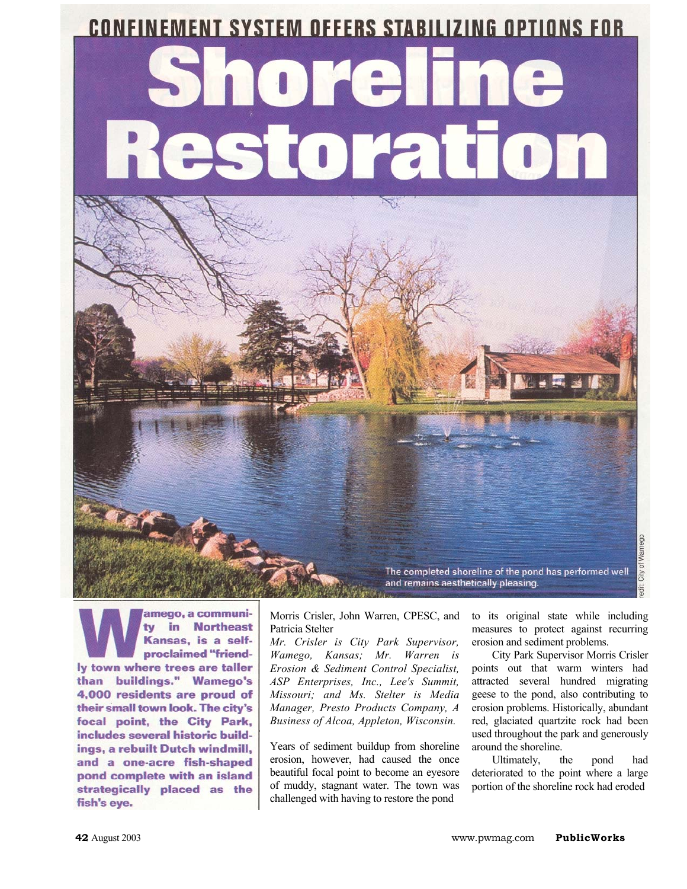CONFINEMENT SYSTEM OFFERS STABILIZING OPTIONS FOR

# Shoreline Restoration

The completed shoreline of the pond has performed well and remains aesthetically pleasing.

**Wamego, a community in Northeast Kansas, is a self-proclaimed "friendly town where trees are taller than buildings." Wamego's 4,000 residents are proud of their small town look. The city's focal point, the City Park, includes several historic buildings, a rebuilt Dutch windmill, and a one-acre fish-shaped pond complete with an island strategically placed as the fish's eye.**

Morris Crisler, John Warren, CPESC, and Patricia Stelter

*Mr. Crisler is City Park Supervisor, Wamego, Kansas; Mr. Warren is Erosion & Sediment Control Specialist, ASP Enterprises, Inc., Lee's Summit, Missouri; and Ms. Stelter is Media Manager, Presto Products Company, A Business of Alcoa, Appleton, Wisconsin.*

Years of sediment buildup from shoreline erosion, however, had caused the once beautiful focal point to become an eyesore of muddy, stagnant water. The town was challenged with having to restore the pond to its original state while including measures to protect against recurring erosion and sediment problems.

City Park Supervisor Morris Crisler points out that warm winters had attracted several hundred migrating geese to the pond, also contributing to erosion problems. Historically, abundant red, glaciated quartzite rock had been used throughout the park and generously around the shoreline.

Ultimately, the pond had deteriorated to the point where a large portion of the shoreline rock had eroded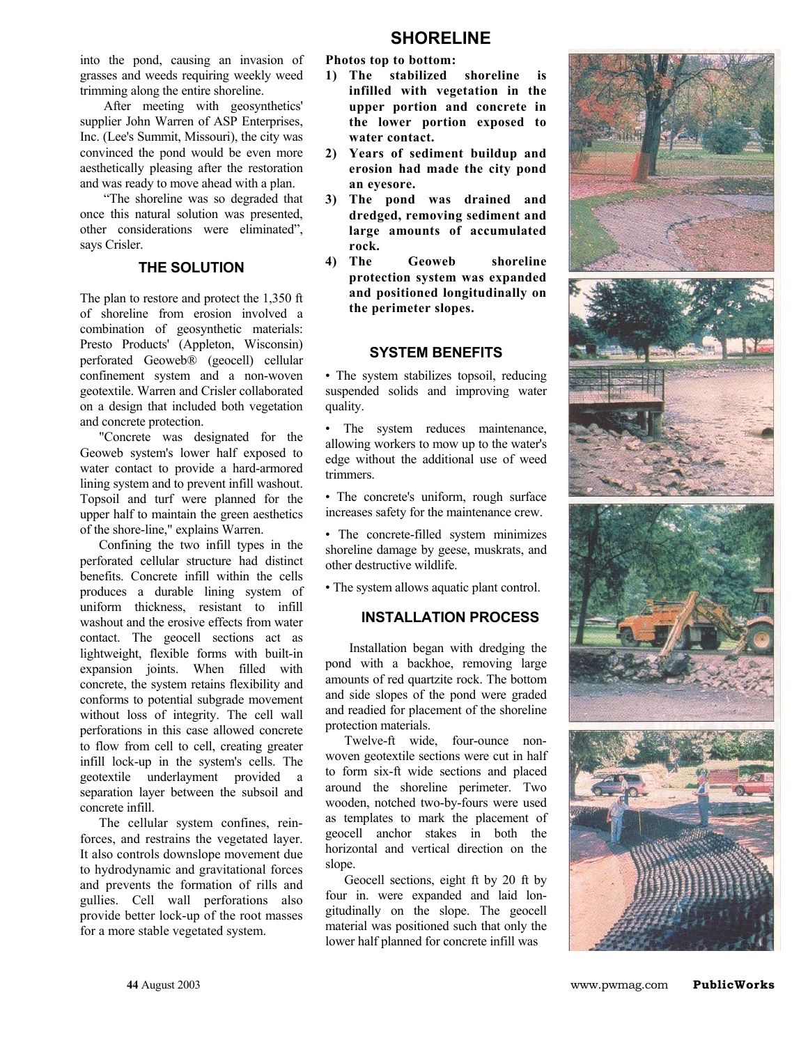into the pond, causing an invasion of grasses and weeds requiring weekly weed trimming along the entire shoreline.

After meeting with geosynthetics' supplier John Warren of ASP Enterprises, Inc. (Lee's Summit, Missouri), the city was convinced the pond would be even more aesthetically pleasing after the restoration and was ready to move ahead with a plan.

"The shoreline was so degraded that once this natural solution was presented, other considerations were eliminated", says Crisler.

### THE SOLUTION

The plan to restore and protect the 1,350 ft of shoreline from erosion involved a combination of geosynthetic materials: Presto Products' (Appleton, Wisconsin) perforated Geoweb® (geocell) cellular confinement system and a non-woven geotextile. Warren and Crisler collaborated on a design that included both vegetation and concrete protection.

"Concrete was designated for the Geoweb system's lower half exposed to water contact to provide a hard-armored lining system and to prevent infill washout. Topsoil and turf were planned for the upper half to maintain the green aesthetics of the shore-line," explains Warren.

Confining the two infill types in the perforated cellular structure had distinct benefits. Concrete infill within the cells produces a durable lining system of uniform thickness, resistant to infill washout and the erosive effects from water contact. The geocell sections act as lightweight, flexible forms with built-in expansion joints. When filled with concrete, the system retains flexibility and conforms to potential subgrade movement without loss of integrity. The cell wall perforations in this case allowed concrete to flow from cell to cell, creating greater infill lock-up in the system's cells. The geotextile underlayment provided a separation layer between the subsoil and concrete infill.

The cellular system confines, reinforces, and restrains the vegetated layer. It also controls downslope movement due to hydrodynamic and gravitational forces and prevents the formation of rills and gullies. Cell wall perforations also provide better lock-up of the root masses for a more stable vegetated system.

**Photos top to bottom:**

1) **The stabilized shoreline is infilled with vegetation in the upper portion and concrete in the lower portion exposed to water contact.**
2) **Years of sediment buildup and erosion had made the city pond an eyesore.**
3) **The pond was drained and dredged, removing sediment and large amounts of accumulated rock.**
4) **The Geoweb shoreline protection system was expanded and positioned longitudinally on the perimeter slopes.**

### SYSTEM BENEFITS

- The system stabilizes topsoil, reducing suspended solids and improving water quality.
- The system reduces maintenance, allowing workers to mow up to the water's edge without the additional use of weed trimmers.
- The concrete's uniform, rough surface increases safety for the maintenance crew.
- The concrete-filled system minimizes shoreline damage by geese, muskrats, and other destructive wildlife.
- The system allows aquatic plant control.

### INSTALLATION PROCESS

Installation began with dredging the pond with a backhoe, removing large amounts of red quartzite rock. The bottom and side slopes of the pond were graded and readied for placement of the shoreline protection materials.

Twelve-ft wide, four-ounce non-woven geotextile sections were cut in half to form six-ft wide sections and placed around the shoreline perimeter. Two wooden, notched two-by-fours were used as templates to mark the placement of geocell anchor stakes in both the horizontal and vertical direction on the slope.

Geocell sections, eight ft by 20 ft by four in. were expanded and laid longitudinally on the slope. The geocell material was positioned such that only the lower half planned for concrete infill was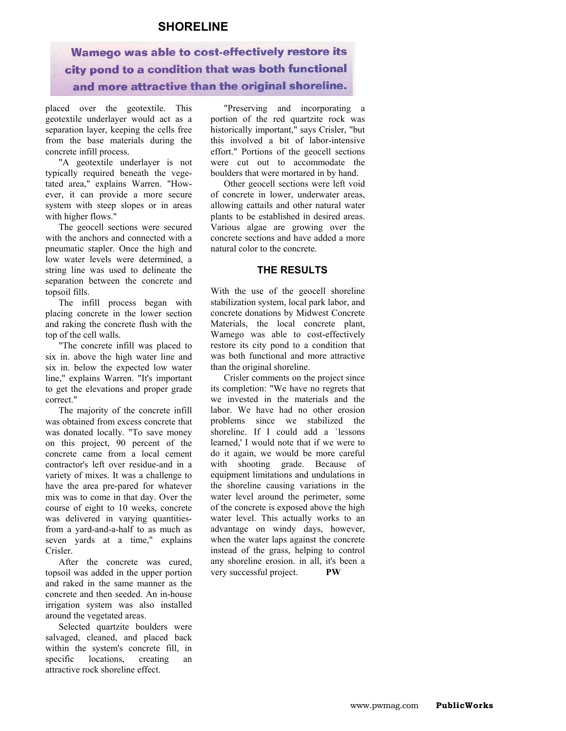Wamego was able to cost-effectively restore its city pond to a condition that was both functional and more attractive than the original shoreline.

placed over the geotextile. This geotextile underlayer would act as a separation layer, keeping the cells free from the base materials during the concrete infill process.

"A geotextile underlayer is not typically required beneath the vegetated area," explains Warren. "However, it can provide a more secure system with steep slopes or in areas with higher flows."

The geocell sections were secured with the anchors and connected with a pneumatic stapler. Once the high and low water levels were determined, a string line was used to delineate the separation between the concrete and topsoil fills.

The infill process began with placing concrete in the lower section and raking the concrete flush with the top of the cell walls.

"The concrete infill was placed to six in. above the high water line and six in. below the expected low water line," explains Warren. "It's important to get the elevations and proper grade correct."

The majority of the concrete infill was obtained from excess concrete that was donated locally. "To save money on this project, 90 percent of the concrete came from a local cement contractor's left over residue-and in a variety of mixes. It was a challenge to have the area pre-pared for whatever mix was to come in that day. Over the course of eight to 10 weeks, concrete was delivered in varying quantities-from a yard-and-a-half to as much as seven yards at a time," explains Crisler.

After the concrete was cured, topsoil was added in the upper portion and raked in the same manner as the concrete and then seeded. An in-house irrigation system was also installed around the vegetated areas.

Selected quartzite boulders were salvaged, cleaned, and placed back within the system's concrete fill, in specific locations, creating an attractive rock shoreline effect.

"Preserving and incorporating a portion of the red quartzite rock was historically important," says Crisler, "but this involved a bit of labor-intensive effort." Portions of the geocell sections were cut out to accommodate the boulders that were mortared in by hand.

Other geocell sections were left void of concrete in lower, underwater areas, allowing cattails and other natural water plants to be established in desired areas. Various algae are growing over the concrete sections and have added a more natural color to the concrete.

## THE RESULTS

With the use of the geocell shoreline stabilization system, local park labor, and concrete donations by Midwest Concrete Materials, the local concrete plant, Wamego was able to cost-effectively restore its city pond to a condition that was both functional and more attractive than the original shoreline.

Crisler comments on the project since its completion: "We have no regrets that we invested in the materials and the labor. We have had no other erosion problems since we stabilized the shoreline. If I could add a `lessons learned,' I would note that if we were to do it again, we would be more careful with shooting grade. Because of equipment limitations and undulations in the shoreline causing variations in the water level around the perimeter, some of the concrete is exposed above the high water level. This actually works to an advantage on windy days, however, when the water laps against the concrete instead of the grass, helping to control any shoreline erosion. in all, it's been a very successful project. **PW**